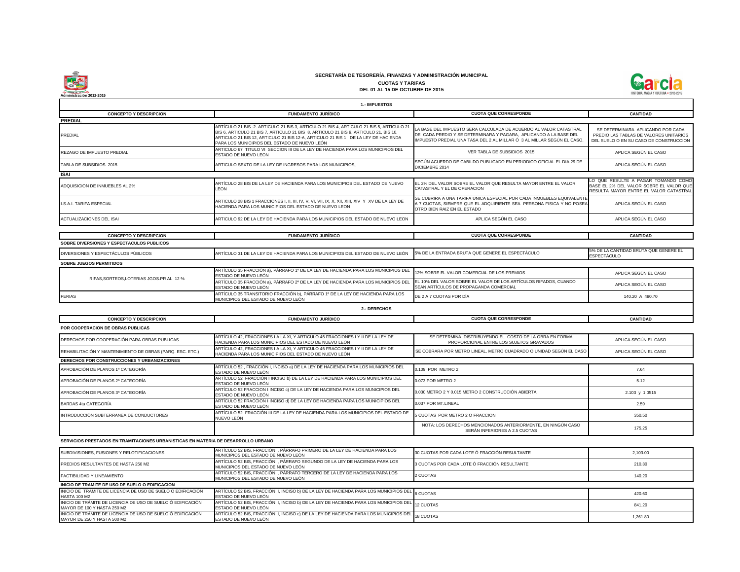Administración 2012-2015

# SECRETARÍA DE TESORERÍA, FINANZAS Y ADMINISTRACIÓN MUNICIPAL

## CUOTAS Y TARIFAS

## DEL 01 AL 15 DE OCTUBRE DE 2015

HISTORIA, MAGIA Y CULTURA • 2012-2015

### 1.- IMPUESTOS

| CONCEPTO Y DESCRIPCION | FUNDAMENTO JURÍDICO | CUOTA QUE CORRESPONDE | CANTIDAD |
|---|---|---|---|
| **PREDIAL** | | | |
| PREDIAL | ARTÍCULO 21 BIS -2. ARTICULO 21 BIS 3, ARTICULO 21 BIS 4, ARTICULO 21 BIS 5, ARTICULO 21 BIS 6, ARTICULO 21 BIS 7, ARTICULO 21 BIS 8, ARTICULO 21 BIS 9, ARTICULO 21, BIS 10, ARTICULO 21 BIS 12, ARTICULO 21 BIS 12-A, ARTICULO 21 BIS 1 DE LA LEY DE HACIENDA PARA LOS MUNICIPIOS DEL ESTADO DE NUEVO LEÓN | LA BASE DEL IMPUESTO SERA CALCULADA DE ACUERDO AL VALOR CATASTRAL DE CADA PREDIO Y SE DETERMINARA Y PAGARA, APLICANDO A LA BASE DEL IMPUESTO PREDIAL UNA TASA DEL 2 AL MILLAR Ó 3 AL MILLAR SEGÚN EL CASO. | SE DETERMINARA APLICANDO POR CADA PREDIO LAS TABLAS DE VALORES UNITARIOS DEL SUELO O EN SU CASO DE CONSTRUCCION |
| REZAGO DE IMPUESTO PREDIAL | ARTICULO 67 TITULO VI SECCION III DE LA LEY DE HACIENDA PARA LOS MUNICIPIOS DEL ESTADO DE NUEVO LEON | VER TABLA DE SUBSIDIOS 2015 | APLICA SEGÚN EL CASO |
| TABLA DE SUBSIDIOS 2015 | ARTICULO SEXTO DE LA LEY DE INGRESOS PARA LOS MUNICIPIOS, | SEGÚN ACUERDO DE CABILDO PUBLICADO EN PERIODICO OFICIAL EL DIA 29 DE DICIEMBRE 2014 | APLICA SEGÚN EL CASO |
| **ISAI** | | | |
| ADQUISICION DE INMUEBLES AL 2% | ARTÍCULO 28 BIS DE LA LEY DE HACIENDA PARA LOS MUNICIPIOS DEL ESTADO DE NUEVO LEON | EL 2% DEL VALOR SOBRE EL VALOR QUE RESULTA MAYOR ENTRE EL VALOR CATASTRAL Y EL DE OPERACION | LO QUE RESULTE A PAGAR TOMANDO COMO BASE EL 2% DEL VALOR SOBRE EL VALOR QUE RESULTA MAYOR ENTRE EL VALOR CATASTRAL |
| I.S.A.I. TARIFA ESPECIAL | ARTICULO 28 BIS 1 FRACCIONES I, II, III, IV, V, VI, VII, IX, X, XII, XIII, XIV Y XV DE LA LEY DE HACIENDA PARA LOS MUNICIPIOS DEL ESTADO DE NUEVO LEON | SE CUBRIRA A UNA TARIFA UNICA ESPECIAL POR CADA INMUEBLES EQUIVALENTE A 7 CUOTAS, SIEMPRE QUE EL ADQUIRIENTE SEA PERSONA FISICA Y NO POSEA OTRO BIEN RAIZ EN EL ESTADO | APLICA SEGÚN EL CASO |
| ACTUALIZACIONES DEL ISAI | ARTICULO 92 DE LA LEY DE HACIENDA PARA LOS MUNICIPIOS DEL ESTADO DE NUEVO LEON | APLICA SEGÚN EL CASO | APLICA SEGÚN EL CASO |

| CONCEPTO Y DESCRIPCION | FUNDAMENTO JURÍDICO | CUOTA QUE CORRESPONDE | CANTIDAD |
|---|---|---|---|
| **SOBRE DIVERSIONES Y ESPECTACULOS PUBLICOS** | | | |
| DIVERSIONES Y ESPECTÁCULOS PÚBLICOS | ARTÍCULO 31 DE LA LEY DE HACIENDA PARA LOS MUNICIPIOS DEL ESTADO DE NUEVO LEÓN | 5% DE LA ENTRADA BRUTA QUE GENERE EL ESPECTÁCULO | 5% DE LA CANTIDAD BRUTA QUE GENERE EL ESPECTÁCULO |
| **SOBRE JUEGOS PERMITIDOS** | | | |
| RIFAS,SORTEOS,LOTERIAS JGOS.PR AL 12 % | ARTÍCULO 35 FRACCIÓN a), PÁRRAFO 1º DE LA LEY DE HACIENDA PARA LOS MUNICIPIOS DEL ESTADO DE NUEVO LEÓN | 12% SOBRE EL VALOR COMERCIAL DE LOS PREMIOS | APLICA SEGÚN EL CASO |
| | ARTÍCULO 35 FRACCIÓN a), PÁRRAFO 2º DE LA LEY DE HACIENDA PARA LOS MUNICIPIOS DEL ESTADO DE NUEVO LEÓN | EL 10% DEL VALOR SOBRE EL VALOR DE LOS ARTÍCULOS RIFADOS, CUANDO SEAN ARTÍCULOS DE PROPAGANDA COMERCIAL | APLICA SEGÚN EL CASO |
| FERIAS | ARTÍCULO 35 TRANSITORIO FRACCIÓN b), PÁRRAFO 1º DE LA LEY DE HACIENDA PARA LOS MUNICIPIOS DEL ESTADO DE NUEVO LEÓN | DE 2 A 7 CUOTAS POR DÍA | 140.20 A 490.70 |

### 2.- DERECHOS

| CONCEPTO Y DESCRIPCION | FUNDAMENTO JURÍDICO | CUOTA QUE CORRESPONDE | CANTIDAD |
|---|---|---|---|
| **POR COOPERACION DE OBRAS PUBLICAS** | | | |
| DERECHOS POR COOPERACIÓN PARA OBRAS PUBLICAS | ARTÍCULO 42, FRACCIONES I A LA XI, Y ARTICULO 46 FRACCIONES I Y II DE LA LEY DE HACIENDA PARA LOS MUNICIPIOS DEL ESTADO DE NUEVO LEÓN | SE DETERMINA DISTRIBUYENDO EL COSTO DE LA OBRA EN FORMA PROPORCIONAL ENTRE LOS SUJETOS GRAVADOS | APLICA SEGÚN EL CASO |
| REHABILITACIÓN Y MANTENIMIENTO DE OBRAS (PARQ. ESC. ETC.) | ARTÍCULO 42, FRACCIONES I A LA XI, Y ARTICULO 46 FRACCIONES I Y II DE LA LEY DE HACIENDA PARA LOS MUNICIPIOS DEL ESTADO DE NUEVO LEÓN | SE COBRARA POR METRO LINEAL, METRO CUADRADO O UNIDAD SEGÚN EL CASO | APLICA SEGÚN EL CASO |
| **DERECHOS POR CONSTRUCCIONES Y URBANIZACIONES** | | | |
| APROBACIÓN DE PLANOS 1ª CATEGORÍA | ARTÍCULO 52 , FRACCIÓN I, INCISO a) DE LA LEY DE HACIENDA PARA LOS MUNICIPIOS DEL ESTADO DE NUEVO LEÓN | 0.109 POR METRO 2 | 7.64 |
| APROBACIÓN DE PLANOS 2ª CATEGORÍA | ARTÍCULO 52 FRACCIÓN I INCISO b) DE LA LEY DE HACIENDA PARA LOS MUNICIPIOS DEL ESTADO DE NUEVO LEÓN | 0.073 POR METRO 2 | 5.12 |
| APROBACIÓN DE PLANOS 3ª CATEGORÍA | ARTÍCULO 52 FRACCION I INCISO c) DE LA LEY DE HACIENDA PARA LOS MUNICIPIOS DEL ESTADO DE NUEVO LEÓN | 0.030 METRO 2 Y 0.015 METRO 2 CONSTRUCCIÓN ABIERTA | 2.103 y 1.0515 |
| BARDAS 4ta CATEGORÍA | ARTÍCULO 52 FRACCION I INCISO d) DE LA LEY DE HACIENDA PARA LOS MUNICIPIOS DEL ESTADO DE NUEVO LEÓN | 0.037 POR MT.LINEAL | 2.59 |
| INTRODUCCIÓN SUBTERRANEA DE CONDUCTORES | ARTÍCULO 52 FRACCIÓN III DE LA LEY DE HACIENDA PARA LOS MUNICIPIOS DEL ESTADO DE NUEVO LEÓN | 5 CUOTAS POR METRO 2 O FRACCION | 350.50 |
| | | NOTA: LOS DERECHOS MENCIONADOS ANTERIORMENTE, EN NINGÚN CASO SERÁN INFERIORES A 2.5 CUOTAS | 175.25 |
| **SERVICIOS PRESTADOS EN TRAMITACIONES URBANISTICAS EN MATERIA DE DESARROLLO URBANO** | | | |
| SUBDIVISIONES, FUSIONES Y RELOTIFICACIONES | ARTÍCULO 52 BIS, FRACCIÓN I, PÁRRAFO PRIMERO DE LA LEY DE HACIENDA PARA LOS MUNICIPIOS DEL ESTADO DE NUEVO LEÓN | 30 CUOTAS POR CADA LOTE Ó FRACCIÓN RESULTANTE | 2,103.00 |
| PREDIOS RESULTANTES DE HASTA 250 M2 | ARTÍCULO 52 BIS, FRACCIÓN I, PÁRRAFO SEGUNDO DE LA LEY DE HACIENDA PARA LOS MUNICIPIOS DEL ESTADO DE NUEVO LEÓN | 3 CUOTAS POR CADA LOTE Ó FRACCIÓN RESULTANTE | 210.30 |
| FACTIBILIDAD Y LINEAMIENTO | ARTÍCULO 52 BIS, FRACCIÓN I, PÁRRAFO TERCERO DE LA LEY DE HACIENDA PARA LOS MUNICIPIOS DEL ESTADO DE NUEVO LEÓN | 2 CUOTAS | 140.20 |
| **INICIO DE TRAMITE DE USO DE SUELO O EDIFICACION** | | | |
| INICIO DE TRAMITE DE LICENCIA DE USO DE SUELO O EDIFICACIÓN HASTA 100 M2 | ARTÍCULO 52 BIS, FRACCIÓN II, INCISO b) DE LA LEY DE HACIENDA PARA LOS MUNICIPIOS DEL ESTADO DE NUEVO LEÓN | 6 CUOTAS | 420.60 |
| INICIO DE TRÁMITE DE LICENCIA DE USO DE SUELO Ó EDIFICACIÓN MAYOR DE 100 Y HASTA 250 M2 | ARTÍCULO 52 BIS, FRACCIÓN II, INCISO b) DE LA LEY DE HACIENDA PARA LOS MUNICIPIOS DEL ESTADO DE NUEVO LEÓN | 12 CUOTAS | 841.20 |
| INICIO DE TRÁMITE DE LICENCIA DE USO DE SUELO Ó EDIFICACIÓN MAYOR DE 250 Y HASTA 500 M2 | ARTÍCULO 52 BIS, FRACCIÓN II, INCISO c) DE LA LEY DE HACIENDA PARA LOS MUNICIPIOS DEL ESTADO DE NUEVO LEÓN | 18 CUOTAS | 1,261.80 |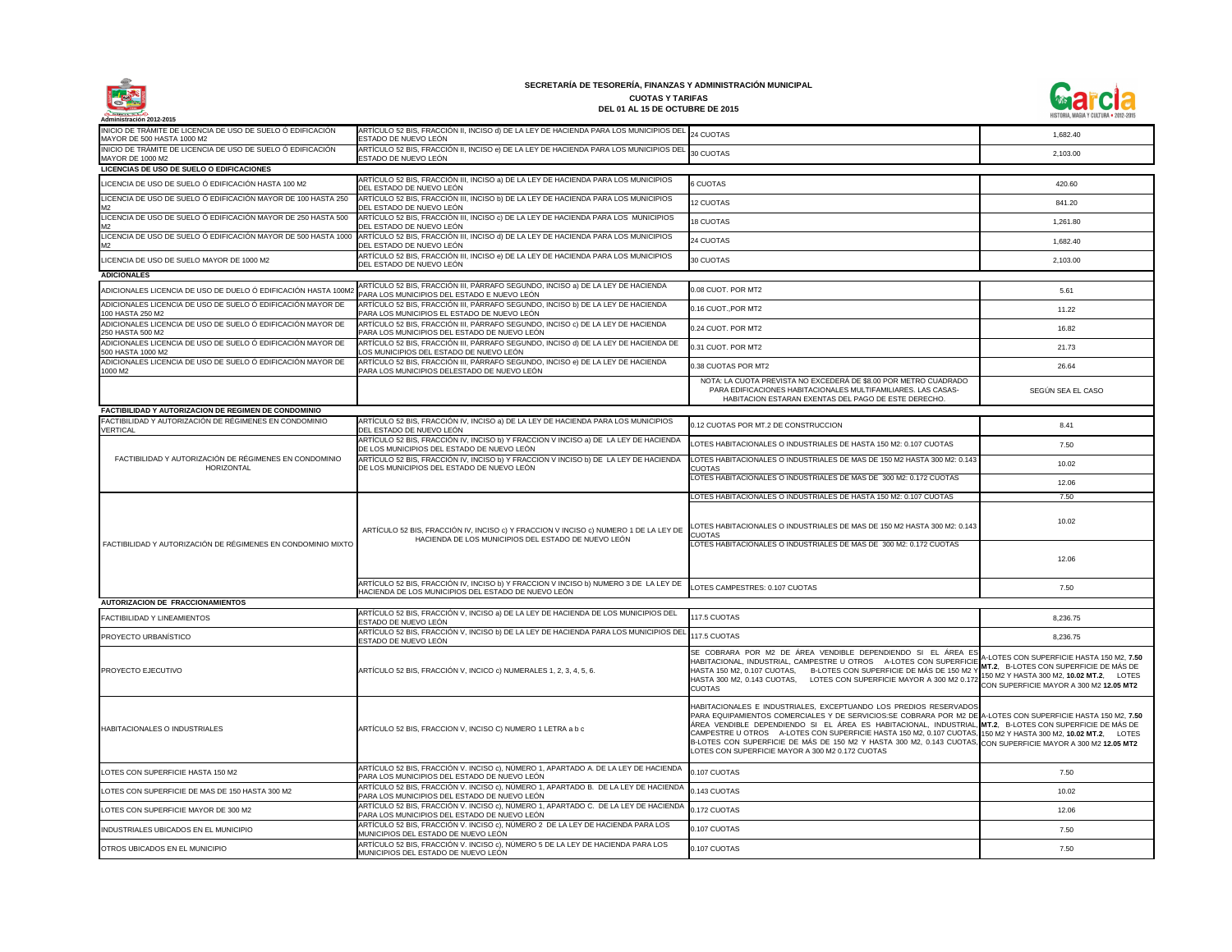**SECRETARÍA DE TESORERÍA, FINANZAS Y ADMINISTRACIÓN MUNICIPAL**

**CUOTAS Y TARIFAS**

**DEL 01 AL 15 DE OCTUBRE DE 2015**

Administración 2012-2015

| | | | |
|---|---|---|---|
| INICIO DE TRÁMITE DE LICENCIA DE USO DE SUELO Ó EDIFICACIÓN MAYOR DE 500 HASTA 1000 M2 | ARTÍCULO 52 BIS, FRACCIÓN II, INCISO d) DE LA LEY DE HACIENDA PARA LOS MUNICIPIOS DEL ESTADO DE NUEVO LEÓN | 24 CUOTAS | 1,682.40 |
| INICIO DE TRÁMITE DE LICENCIA DE USO DE SUELO Ó EDIFICACIÓN MAYOR DE 1000 M2 | ARTÍCULO 52 BIS, FRACCIÓN II, INCISO e) DE LA LEY DE HACIENDA PARA LOS MUNICIPIOS DEL ESTADO DE NUEVO LEÓN | 30 CUOTAS | 2,103.00 |
| **LICENCIAS DE USO DE SUELO O EDIFICACIONES** | | | |
| LICENCIA DE USO DE SUELO Ó EDIFICACIÓN HASTA 100 M2 | ARTÍCULO 52 BIS, FRACCIÓN III, INCISO a) DE LA LEY DE HACIENDA PARA LOS MUNICIPIOS DEL ESTADO DE NUEVO LEÓN | 6 CUOTAS | 420.60 |
| LICENCIA DE USO DE SUELO Ó EDIFICACIÓN MAYOR DE 100 HASTA 250 M2 | ARTÍCULO 52 BIS, FRACCIÓN III, INCISO b) DE LA LEY DE HACIENDA PARA LOS MUNICIPIOS DEL ESTADO DE NUEVO LEÓN | 12 CUOTAS | 841.20 |
| LICENCIA DE USO DE SUELO Ó EDIFICACIÓN MAYOR DE 250 HASTA 500 M2 | ARTÍCULO 52 BIS, FRACCIÓN III, INCISO c) DE LA LEY DE HACIENDA PARA LOS MUNICIPIOS DEL ESTADO DE NUEVO LEÓN | 18 CUOTAS | 1,261.80 |
| LICENCIA DE USO DE SUELO Ó EDIFICACIÓN MAYOR DE 500 HASTA 1000 M2 | ARTÍCULO 52 BIS, FRACCIÓN III, INCISO d) DE LA LEY DE HACIENDA PARA LOS MUNICIPIOS DEL ESTADO DE NUEVO LEÓN | 24 CUOTAS | 1,682.40 |
| LICENCIA DE USO DE SUELO MAYOR DE 1000 M2 | ARTÍCULO 52 BIS, FRACCIÓN III, INCISO e) DE LA LEY DE HACIENDA PARA LOS MUNICIPIOS DEL ESTADO DE NUEVO LEÓN | 30 CUOTAS | 2,103.00 |
| **ADICIONALES** | | | |
| ADICIONALES LICENCIA DE USO DE DUELO Ó EDIFICACIÓN HASTA 100M2 | ARTÍCULO 52 BIS, FRACCIÓN III, PÁRRAFO SEGUNDO, INCISO a) DE LA LEY DE HACIENDA PARA LOS MUNICIPIOS DEL ESTADO E NUEVO LEÓN | 0.08 CUOT. POR MT2 | 5.61 |
| ADICIONALES LICENCIA DE USO DE SUELO Ó EDIFICACIÓN MAYOR DE 100 HASTA 250 M2 | ARTÍCULO 52 BIS, FRACCIÓN III, PÁRRAFO SEGUNDO, INCISO b) DE LA LEY DE HACIENDA PARA LOS MUNICIPIOS EL ESTADO DE NUEVO LEÓN | 0.16 CUOT.,POR MT2 | 11.22 |
| ADICIONALES LICENCIA DE USO DE SUELO Ó EDIFICACIÓN MAYOR DE 250 HASTA 500 M2 | ARTÍCULO 52 BIS, FRACCIÓN III, PÁRRAFO SEGUNDO, INCISO c) DE LA LEY DE HACIENDA PARA LOS MUNICIPIOS DEL ESTADO DE NUEVO LEÓN | 0.24 CUOT. POR MT2 | 16.82 |
| ADICIONALES LICENCIA DE USO DE SUELO Ó EDIFICACIÓN MAYOR DE 500 HASTA 1000 M2 | ARTÍCULO 52 BIS, FRACCIÓN III, PÁRRAFO SEGUNDO, INCISO d) DE LA LEY DE HACIENDA DE LOS MUNICIPIOS DEL ESTADO DE NUEVO LEÓN | 0.31 CUOT. POR MT2 | 21.73 |
| ADICIONALES LICENCIA DE USO DE SUELO Ó EDIFICACIÓN MAYOR DE 1000 M2 | ARTÍCULO 52 BIS, FRACCIÓN III, PÁRRAFO SEGUNDO, INCISO e) DE LA LEY DE HACIENDA PARA LOS MUNICIPIOS DELESTADO DE NUEVO LEÓN | 0.38 CUOTAS POR MT2 | 26.64 |
| | | NOTA: LA CUOTA PREVISTA NO EXCEDERÁ DE $8.00 POR METRO CUADRADO PARA EDIFICACIONES HABITACIONALES MULTIFAMILIARES. LAS CASAS-HABITACION ESTARAN EXENTAS DEL PAGO DE ESTE DERECHO. | SEGÚN SEA EL CASO |
| **FACTIBILIDAD Y AUTORIZACION DE REGIMEN DE CONDOMINIO** | | | |
| FACTIBILIDAD Y AUTORIZACIÓN DE RÉGIMENES EN CONDOMINIO VERTICAL | ARTÍCULO 52 BIS, FRACCIÓN IV, INCISO a) DE LA LEY DE HACIENDA PARA LOS MUNICIPIOS DEL ESTADO DE NUEVO LEÓN | 0.12 CUOTAS POR MT.2 DE CONSTRUCCION | 8.41 |
| FACTIBILIDAD Y AUTORIZACIÓN DE RÉGIMENES EN CONDOMINIO HORIZONTAL | ARTÍCULO 52 BIS, FRACCIÓN IV, INCISO b) Y FRACCION V INCISO a) DE LA LEY DE HACIENDA DE LOS MUNICIPIOS DEL ESTADO DE NUEVO LEÓN | LOTES HABITACIONALES O INDUSTRIALES DE HASTA 150 M2: 0.107 CUOTAS | 7.50 |
| | ARTÍCULO 52 BIS, FRACCIÓN IV, INCISO b) Y FRACCION V INCISO b) DE LA LEY DE HACIENDA DE LOS MUNICIPIOS DEL ESTADO DE NUEVO LEÓN | LOTES HABITACIONALES O INDUSTRIALES DE MAS DE 150 M2 HASTA 300 M2: 0.143 CUOTAS | 10.02 |
| | | LOTES HABITACIONALES O INDUSTRIALES DE MAS DE 300 M2: 0.172 CUOTAS | 12.06 |
| FACTIBILIDAD Y AUTORIZACIÓN DE RÉGIMENES EN CONDOMINIO MIXTO | ARTÍCULO 52 BIS, FRACCIÓN IV, INCISO c) Y FRACCION V INCISO c) NUMERO 1 DE LA LEY DE HACIENDA DE LOS MUNICIPIOS DEL ESTADO DE NUEVO LEÓN | LOTES HABITACIONALES O INDUSTRIALES DE HASTA 150 M2: 0.107 CUOTAS | 7.50 |
| | | LOTES HABITACIONALES O INDUSTRIALES DE MAS DE 150 M2 HASTA 300 M2: 0.143 CUOTAS | 10.02 |
| | | LOTES HABITACIONALES O INDUSTRIALES DE MAS DE 300 M2: 0.172 CUOTAS | 12.06 |
| | ARTÍCULO 52 BIS, FRACCIÓN IV, INCISO b) Y FRACCION V INCISO b) NUMERO 3 DE LA LEY DE HACIENDA DE LOS MUNICIPIOS DEL ESTADO DE NUEVO LEÓN | LOTES CAMPESTRES: 0.107 CUOTAS | 7.50 |
| **AUTORIZACION DE FRACCIONAMIENTOS** | | | |
| FACTIBILIDAD Y LINEAMIENTOS | ARTÍCULO 52 BIS, FRACCIÓN V, INCISO a) DE LA LEY DE HACIENDA DE LOS MUNICIPIOS DEL ESTADO DE NUEVO LEÓN | 117.5 CUOTAS | 8,236.75 |
| PROYECTO URBANÍSTICO | ARTÍCULO 52 BIS, FRACCIÓN V, INCISO b) DE LA LEY DE HACIENDA PARA LOS MUNICIPIOS DEL ESTADO DE NUEVO LEÓN | 117.5 CUOTAS | 8,236.75 |
| PROYECTO EJECUTIVO | ARTÍCULO 52 BIS, FRACCIÓN V, INCICO c) NUMERALES 1, 2, 3, 4, 5, 6. | SE COBRARA POR M2 DE ÁREA VENDIBLE DEPENDIENDO SI EL ÁREA ES HABITACIONAL, INDUSTRIAL, CAMPESTRE U OTROS A-LOTES CON SUPERFICIE HASTA 150 M2, 0.107 CUOTAS, B-LOTES CON SUPERFICIE DE MÁS DE 150 M2 Y HASTA 300 M2, 0.143 CUOTAS, LOTES CON SUPERFICIE MAYOR A 300 M2 0.172 CUOTAS | A-LOTES CON SUPERFICIE HASTA 150 M2, **7.50 MT.2**, B-LOTES CON SUPERFICIE DE MÁS DE 150 M2 Y HASTA 300 M2, **10.02 MT.2**, LOTES CON SUPERFICIE MAYOR A 300 M2 **12.05 MT2** |
| HABITACIONALES O INDUSTRIALES | ARTÍCULO 52 BIS, FRACCION V, INCISO C) NUMERO 1 LETRA a b c | HABITACIONALES E INDUSTRIALES, EXCEPTUANDO LOS PREDIOS RESERVADOS PARA EQUIPAMIENTOS COMERCIALES Y DE SERVICIOS:SE COBRARA POR M2 DE ÁREA VENDIBLE DEPENDIENDO SI EL ÁREA ES HABITACIONAL, INDUSTRIAL, CAMPESTRE U OTROS A-LOTES CON SUPERFICIE HASTA 150 M2, 0.107 CUOTAS, B-LOTES CON SUPERFICIE DE MÁS DE 150 M2 Y HASTA 300 M2, 0.143 CUOTAS, LOTES CON SUPERFICIE MAYOR A 300 M2 0.172 CUOTAS | A-LOTES CON SUPERFICIE HASTA 150 M2, **7.50 MT.2**, B-LOTES CON SUPERFICIE DE MÁS DE 150 M2 Y HASTA 300 M2, **10.02 MT.2**, LOTES CON SUPERFICIE MAYOR A 300 M2 **12.05 MT2** |
| LOTES CON SUPERFICIE HASTA 150 M2 | ARTÍCULO 52 BIS, FRACCIÓN V. INCISO c), NÚMERO 1, APARTADO A. DE LA LEY DE HACIENDA PARA LOS MUNICIPIOS DEL ESTADO DE NUEVO LEÓN | 0.107 CUOTAS | 7.50 |
| LOTES CON SUPERFICIE DE MAS DE 150 HASTA 300 M2 | ARTÍCULO 52 BIS, FRACCIÓN V. INCISO c), NÚMERO 1, APARTADO B. DE LA LEY DE HACIENDA PARA LOS MUNICIPIOS DEL ESTADO DE NUEVO LEÓN | 0.143 CUOTAS | 10.02 |
| LOTES CON SUPERFICIE MAYOR DE 300 M2 | ARTÍCULO 52 BIS, FRACCIÓN V. INCISO c), NÚMERO 1, APARTADO C. DE LA LEY DE HACIENDA PARA LOS MUNICIPIOS DEL ESTADO DE NUEVO LEÓN | 0.172 CUOTAS | 12.06 |
| INDUSTRIALES UBICADOS EN EL MUNICIPIO | ARTÍCULO 52 BIS, FRACCIÓN V. INCISO c), NÚMERO 2 DE LA LEY DE HACIENDA PARA LOS MUNICIPIOS DEL ESTADO DE NUEVO LEÓN | 0.107 CUOTAS | 7.50 |
| OTROS UBICADOS EN EL MUNICIPIO | ARTÍCULO 52 BIS, FRACCIÓN V. INCISO c), NÚMERO 5 DE LA LEY DE HACIENDA PARA LOS MUNICIPIOS DEL ESTADO DE NUEVO LEÓN | 0.107 CUOTAS | 7.50 |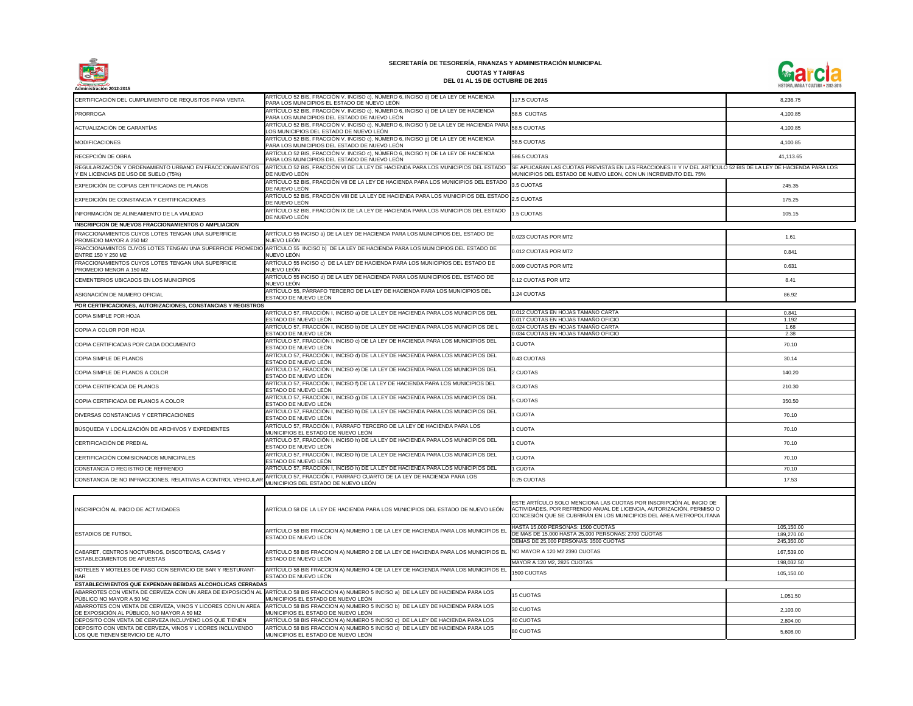**SECRETARÍA DE TESORERÍA, FINANZAS Y ADMINISTRACIÓN MUNICIPAL**

**CUOTAS Y TARIFAS**

**DEL 01 AL 15 DE OCTUBRE DE 2015**

Administración 2012-2015

| | | | |
|---|---|---|---|
| CERTIFICACIÓN DEL CUMPLIMIENTO DE REQUSITOS PARA VENTA. | ARTÍCULO 52 BIS, FRACCIÓN V. INCISO c), NÚMERO 6, INCISO d) DE LA LEY DE HACIENDA PARA LOS MUNICIPIOS EL ESTADO DE NUEVO LEÓN | 117.5 CUOTAS | 8,236.75 |
| PRORROGA | ARTÍCULO 52 BIS, FRACCIÓN V. INCISO c), NÚMERO 6, INCISO e) DE LA LEY DE HACIENDA PARA LOS MUNICIPIOS DEL ESTADO DE NUEVO LEÓN | 58.5 CUOTAS | 4,100.85 |
| ACTUALIZACIÓN DE GARANTÍAS | ARTÍCULO 52 BIS, FRACCIÓN V. INCISO c), NÚMERO 6, INCISO f) DE LA LEY DE HACIENDA PARA LOS MUNICIPIOS DEL ESTADO DE NUEVO LEÓN | 58.5 CUOTAS | 4,100.85 |
| MODIFICACIONES | ARTÍCULO 52 BIS, FRACCIÓN V. INCISO c), NÚMERO 6, INCISO g) DE LA LEY DE HACIENDA PARA LOS MUNICIPIOS DEL ESTADO DE NUEVO LEÓN | 58.5 CUOTAS | 4,100.85 |
| RECEPCIÓN DE OBRA | ARTÍCULO 52 BIS, FRACCIÓN V. INCISO c), NÚMERO 6, INCISO h) DE LA LEY DE HACIENDA PARA LOS MUNICIPIOS DEL ESTADO DE NUEVO LEÓN | 586.5 CUOTAS | 41,113.65 |
| REGULARIZACIÓN Y ORDENAMIENTO URBANO EN FRACCIONAMIENTOS Y EN LICENCIAS DE USO DE SUELO (75%) | ARTÍCULO 52 BIS, FRACCIÓN VI DE LA LEY DE HACIENDA PARA LOS MUNICIPIOS DEL ESTADO DE NUEVO LEÓN | SE APLICARAN LAS CUOTAS PREVISTAS EN LAS FRACCIONES III Y IV DEL ARTÍCULO 52 BIS DE LA LEY DE HACIENDA PARA LOS MUNICIPIOS DEL ESTADO DE NUEVO LEON, CON UN INCREMENTO DEL 75% | |
| EXPEDICIÓN DE COPIAS CERTIFICADAS DE PLANOS | ARTÍCULO 52 BIS, FRACCIÓN VII DE LA LEY DE HACIENDA PARA LOS MUNICIPIOS DEL ESTADO DE NUEVO LEÓN | 3.5 CUOTAS | 245.35 |
| EXPEDICIÓN DE CONSTANCIA Y CERTIFICACIONES | ARTÍCULO 52 BIS, FRACCIÓN VIII DE LA LEY DE HACIENDA PARA LOS MUNICIPIOS DEL ESTADO DE NUEVO LEÓN | 2.5 CUOTAS | 175.25 |
| INFORMACIÓN DE ALINEAMIENTO DE LA VIALIDAD | ARTÍCULO 52 BIS, FRACCIÓN IX DE LA LEY DE HACIENDA PARA LOS MUNICIPIOS DEL ESTADO DE NUEVO LEÓN | 1.5 CUOTAS | 105.15 |
| **INSCRIPCION DE NUEVOS FRACCIONAMIENTOS O AMPLIACION** | | | |
| FRACCIONAMIENTOS CUYOS LOTES TENGAN UNA SUPERFICIE PROMEDIO MAYOR A 250 M2 | ARTÍCULO 55 INCISO a) DE LA LEY DE HACIENDA PARA LOS MUNICIPIOS DEL ESTADO DE NUEVO LEÓN | 0.023 CUOTAS POR MT2 | 1.61 |
| FRACCIONAMINTOS CUYOS LOTES TENGAN UNA SUPERFICIE PROMEDIO ENTRE 150 Y 250 M2 | ARTÍCULO 55 INCISO b) DE LA LEY DE HACIENDA PARA LOS MUNICIPIOS DEL ESTADO DE NUEVO LEÓN | 0.012 CUOTAS POR MT2 | 0.841 |
| FRACCIONAMIENTOS CUYOS LOTES TENGAN UNA SUPERFICIE PROMEDIO MENOR A 150 M2 | ARTÍCULO 55 INCISO c) DE LA LEY DE HACIENDA PARA LOS MUNICIPIOS DEL ESTADO DE NUEVO LEÓN | 0.009 CUOTAS POR MT2 | 0.631 |
| CEMENTERIOS UBICADOS EN LOS MUNICIPIOS | ARTÍCULO 55 INCISO d) DE LA LEY DE HACIENDA PARA LOS MUNICIPIOS DEL ESTADO DE NUEVO LEÓN | 0.12 CUOTAS POR MT2 | 8.41 |
| ASIGNACIÓN DE NUMERO OFICIAL | ARTÍCULO 55, PÁRRAFO TERCERO DE LA LEY DE HACIENDA PARA LOS MUNICIPIOS DEL ESTADO DE NUEVO LEÓN | 1.24 CUOTAS | 86.92 |
| **POR CERTIFICACIONES, AUTORIZACIONES, CONSTANCIAS Y REGISTROS** | | | |
| COPIA SIMPLE POR HOJA | ARTÍCULO 57, FRACCIÓN I, INCISO a) DE LA LEY DE HACIENDA PARA LOS MUNICIPIOS DEL ESTADO DE NUEVO LEÓN | 0.012 CUOTAS EN HOJAS TAMAÑO CARTA | 0.841 |
| | | 0.017 CUOTAS EN HOJAS TAMAÑO OFICIO | 1.192 |
| COPIA A COLOR POR HOJA | ARTÍCULO 57, FRACCIÓN I, INCISO b) DE LA LEY DE HACIENDA PARA LOS MUNICIPIOS DE L ESTADO DE NUEVO LEÓN | 0.024 CUOTAS EN HOJAS TAMAÑO CARTA | 1.68 |
| | | 0.034 CUOTAS EN HOJAS TAMAÑO OFICIO | 2.38 |
| COPIA CERTIFICADAS POR CADA DOCUMENTO | ARTÍCULO 57, FRACCIÓN I, INCISO c) DE LA LEY DE HACIENDA PARA LOS MUNICIPIOS DEL ESTADO DE NUEVO LEÓN | 1 CUOTA | 70.10 |
| COPIA SIMPLE DE PLANOS | ARTÍCULO 57, FRACCIÓN I, INCISO d) DE LA LEY DE HACIENDA PARA LOS MUNICIPIOS DEL ESTADO DE NUEVO LEÓN | 0.43 CUOTAS | 30.14 |
| COPIA SIMPLE DE PLANOS A COLOR | ARTÍCULO 57, FRACCIÓN I, INCISO e) DE LA LEY DE HACIENDA PARA LOS MUNICIPIOS DEL ESTADO DE NUEVO LEÓN | 2 CUOTAS | 140.20 |
| COPIA CERTIFICADA DE PLANOS | ARTÍCULO 57, FRACCIÓN I, INCISO f) DE LA LEY DE HACIENDA PARA LOS MUNICIPIOS DEL ESTADO DE NUEVO LEÓN | 3 CUOTAS | 210.30 |
| COPIA CERTIFICADA DE PLANOS A COLOR | ARTÍCULO 57, FRACCIÓN I, INCISO g) DE LA LEY DE HACIENDA PARA LOS MUNICIPIOS DEL ESTADO DE NUEVO LEÓN | 5 CUOTAS | 350.50 |
| DIVERSAS CONSTANCIAS Y CERTIFICACIONES | ARTÍCULO 57, FRACCIÓN I, INCISO h) DE LA LEY DE HACIENDA PARA LOS MUNICIPIOS DEL ESTADO DE NUEVO LEÓN | 1 CUOTA | 70.10 |
| BÚSQUEDA Y LOCALIZACIÓN DE ARCHIVOS Y EXPEDIENTES | ARTÍCULO 57, FRACCIÓN I, PÁRRAFO TERCERO DE LA LEY DE HACIENDA PARA LOS MUNICIPIOS EL ESTADO DE NUEVO LEÓN | 1 CUOTA | 70.10 |
| CERTIFICACIÓN DE PREDIAL | ARTÍCULO 57, FRACCIÓN I, INCISO h) DE LA LEY DE HACIENDA PARA LOS MUNICIPIOS DEL ESTADO DE NUEVO LEÓN | 1 CUOTA | 70.10 |
| CERTIFICACIÓN COMISIONADOS MUNICIPALES | ARTÍCULO 57, FRACCIÓN I, INCISO h) DE LA LEY DE HACIENDA PARA LOS MUNICIPIOS DEL ESTADO DE NUEVO LEÓN | 1 CUOTA | 70.10 |
| CONSTANCIA O REGISTRO DE REFRENDO | ARTÍCULO 57, FRACCIÓN I, INCISO h) DE LA LEY DE HACIENDA PARA LOS MUNICIPIOS DEL | 1 CUOTA | 70.10 |
| CONSTANCIA DE NO INFRACCIONES, RELATIVAS A CONTROL VEHICULAR | ARTÍCULO 57, FRACCIÓN I, PARRAFO CUARTO DE LA LEY DE HACIENDA PARA LOS MUNICIPIOS DEL ESTADO DE NUEVO LEÓN | 0.25 CUOTAS | 17.53 |

| | | | |
|---|---|---|---|
| INSCRIPCIÓN AL INICIO DE ACTIVIDADES | ARTÍCULO 58 DE LA LEY DE HACIENDA PARA LOS MUNICIPIOS DEL ESTADO DE NUEVO LEÓN | ESTE ARTÍCULO SOLO MENCIONA LAS CUOTAS POR INSCRIPCIÓN AL INICIO DE ACTIVIDADES, POR REFRENDO ANUAL DE LICENCIA, AUTORIZACIÓN, PERMISO O CONCESIÓN QUE SE CUBRIRÁN EN LOS MUNICIPIOS DEL ÁREA METROPOLITANA | |
| ESTADIOS DE FUTBOL | ARTÍCULO 58 BIS FRACCION A) NUMERO 1 DE LA LEY DE HACIENDA PARA LOS MUNICIPIOS EL ESTADO DE NUEVO LEÓN | HASTA 15,000 PERSONAS: 1500 CUOTAS | 105,150.00 |
| | | DE MAS DE 15,000 HASTA 25,000 PERSONAS: 2700 CUOTAS | 189,270.00 |
| | | DEMAS DE 25,000 PERSONAS: 3500 CUOTAS | 245,350.00 |
| CABARET, CENTROS NOCTURNOS, DISCOTECAS, CASAS Y ESTABLECIMIENTOS DE APUESTAS | ARTÍCULO 58 BIS FRACCION A) NUMERO 2 DE LA LEY DE HACIENDA PARA LOS MUNICIPIOS EL ESTADO DE NUEVO LEÓN | NO MAYOR A 120 M2 2390 CUOTAS | 167,539.00 |
| | | MAYOR A 120 M2, 2825 CUOTAS | 198,032.50 |
| HOTELES Y MOTELES DE PASO CON SERVICIO DE BAR Y RESTURANT-BAR | ARTÍCULO 58 BIS FRACCION A) NUMERO 4 DE LA LEY DE HACIENDA PARA LOS MUNICIPIOS EL ESTADO DE NUEVO LEÓN | 1500 CUOTAS | 105,150.00 |
| **ESTABLECIMIENTOS QUE EXPENDAN BEBIDAS ALCOHOLICAS CERRADAS** | | | |
| ABARROTES CON VENTA DE CERVEZA CON UN AREA DE EXPOSICIÓN AL PÚBLICO NO MAYOR A 50 M2 | ARTÍCULO 58 BIS FRACCION A) NUMERO 5 INCISO a) DE LA LEY DE HACIENDA PARA LOS MUNICIPIOS EL ESTADO DE NUEVO LEÓN | 15 CUOTAS | 1,051.50 |
| ABARROTES CON VENTA DE CERVEZA, VINOS Y LICORES CON UN AREA DE EXPOSICIÓN AL PÚBLICO, NO MAYOR A 50 M2 | ARTÍCULO 58 BIS FRACCION A) NUMERO 5 INCISO b) DE LA LEY DE HACIENDA PARA LOS MUNICIPIOS EL ESTADO DE NUEVO LEÓN | 30 CUOTAS | 2,103.00 |
| DEPOSITO CON VENTA DE CERVEZA INCLUYENO LOS QUE TIENEN | ARTÍCULO 58 BIS FRACCION A) NUMERO 5 INCISO c) DE LA LEY DE HACIENDA PARA LOS | 40 CUOTAS | 2,804.00 |
| DEPOSITO CON VENTA DE CERVEZA, VINOS Y LICORES INCLUYENDO LOS QUE TIENEN SERVICIO DE AUTO | ARTÍCULO 58 BIS FRACCION A) NUMERO 5 INCISO d) DE LA LEY DE HACIENDA PARA LOS MUNICIPIOS EL ESTADO DE NUEVO LEÓN | 80 CUOTAS | 5,608.00 |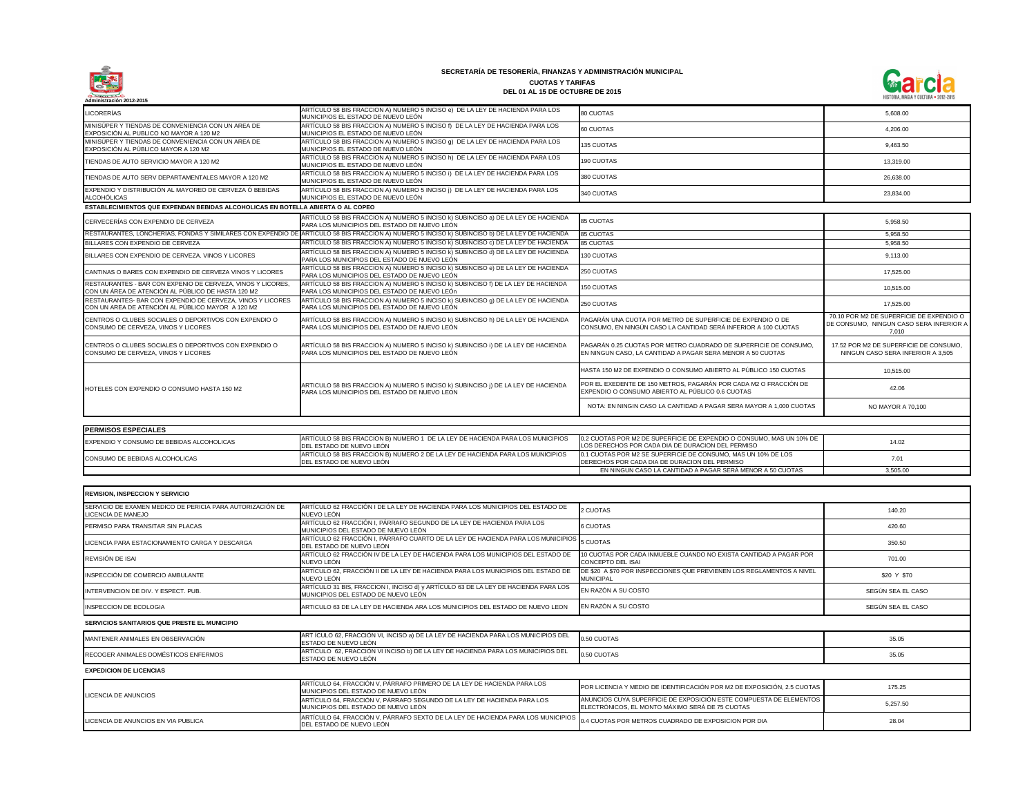**SECRETARÍA DE TESORERÍA, FINANZAS Y ADMINISTRACIÓN MUNICIPAL**

**CUOTAS Y TARIFAS**

**DEL 01 AL 15 DE OCTUBRE DE 2015**

Administración 2012-2015

| | | | |
|---|---|---|---|
| LICORERÍAS | ARTÍCULO 58 BIS FRACCION A) NUMERO 5 INCISO e) DE LA LEY DE HACIENDA PARA LOS MUNICIPIOS EL ESTADO DE NUEVO LEÓN | 80 CUOTAS | 5,608.00 |
| MINISÚPER Y TIENDAS DE CONVENIENCIA CON UN AREA DE EXPOSICIÓN AL PUBLICO NO MAYOR A 120 M2 | ARTÍCULO 58 BIS FRACCION A) NUMERO 5 INCISO f) DE LA LEY DE HACIENDA PARA LOS MUNICIPIOS EL ESTADO DE NUEVO LEÓN | 60 CUOTAS | 4,206.00 |
| MINISÚPER Y TIENDAS DE CONVENIENCIA CON UN AREA DE EXPOSICIÓN AL PÚBLICO MAYOR A 120 M2 | ARTÍCULO 58 BIS FRACCION A) NUMERO 5 INCISO g) DE LA LEY DE HACIENDA PARA LOS MUNICIPIOS EL ESTADO DE NUEVO LEÓN | 135 CUOTAS | 9,463.50 |
| TIENDAS DE AUTO SERVICIO MAYOR A 120 M2 | ARTÍCULO 58 BIS FRACCION A) NUMERO 5 INCISO h) DE LA LEY DE HACIENDA PARA LOS MUNICIPIOS EL ESTADO DE NUEVO LEÓN | 190 CUOTAS | 13,319.00 |
| TIENDAS DE AUTO SERV DEPARTAMENTALES MAYOR A 120 M2 | ARTÍCULO 58 BIS FRACCION A) NUMERO 5 INCISO i) DE LA LEY DE HACIENDA PARA LOS MUNICIPIOS EL ESTADO DE NUEVO LEÓN | 380 CUOTAS | 26,638.00 |
| EXPENDIO Y DISTRIBUCIÓN AL MAYOREO DE CERVEZA Ó BEBIDAS ALCOHÓLICAS | ARTÍCULO 58 BIS FRACCION A) NUMERO 5 INCISO j) DE LA LEY DE HACIENDA PARA LOS MUNICIPIOS EL ESTADO DE NUEVO LEÓN | 340 CUOTAS | 23,834.00 |
| **ESTABLECIMIENTOS QUE EXPENDAN BEBIDAS ALCOHOLICAS EN BOTELLA ABIERTA O AL COPEO** | | | |
| CERVECERÍAS CON EXPENDIO DE CERVEZA | ARTÍCULO 58 BIS FRACCION A) NUMERO 5 INCISO k) SUBINCISO a) DE LA LEY DE HACIENDA PARA LOS MUNICIPIOS DEL ESTADO DE NUEVO LEÓN | 85 CUOTAS | 5,958.50 |
| RESTAURANTES, LONCHERIAS, FONDAS Y SIMILARES CON EXPENDIO DE | ARTÍCULO 58 BIS FRACCION A) NUMERO 5 INCISO k) SUBINCISO b) DE LA LEY DE HACIENDA | 85 CUOTAS | 5,958.50 |
| BILLARES CON EXPENDIO DE CERVEZA | ARTÍCULO 58 BIS FRACCION A) NUMERO 5 INCISO k) SUBINCISO c) DE LA LEY DE HACIENDA | 85 CUOTAS | 5,958.50 |
| BILLARES CON EXPENDIO DE CERVEZA. VINOS Y LICORES | ARTÍCULO 58 BIS FRACCION A) NUMERO 5 INCISO k) SUBINCISO d) DE LA LEY DE HACIENDA PARA LOS MUNICIPIOS DEL ESTADO DE NUEVO LEÓN | 130 CUOTAS | 9,113.00 |
| CANTINAS O BARES CON EXPENDIO DE CERVEZA VINOS Y LICORES | ARTÍCULO 58 BIS FRACCION A) NUMERO 5 INCISO k) SUBINCISO e) DE LA LEY DE HACIENDA PARA LOS MUNICIPIOS DEL ESTADO DE NUEVO LEÓN | 250 CUOTAS | 17,525.00 |
| RESTAURANTES - BAR CON EXPENIO DE CERVEZA, VINOS Y LICORES, CON UN ÁREA DE ATENCIÓN AL PÚBLICO DE HASTA 120 M2 | ARTÍCULO 58 BIS FRACCION A) NUMERO 5 INCISO k) SUBINCISO f) DE LA LEY DE HACIENDA PARA LOS MUNICIPIOS DEL ESTADO DE NUEVO LEÓn | 150 CUOTAS | 10,515.00 |
| RESTAURANTES- BAR CON EXPENDIO DE CERVEZA, VINOS Y LICORES CON UN AREA DE ATENCIÓN AL PÚBLICO MAYOR A 120 M2 | ARTÍCULO 58 BIS FRACCION A) NUMERO 5 INCISO k) SUBINCISO g) DE LA LEY DE HACIENDA PARA LOS MUNICIPIOS DEL ESTADO DE NUEVO LEÓN | 250 CUOTAS | 17,525.00 |
| CENTROS O CLUBES SOCIALES O DEPORTIVOS CON EXPENDIO O CONSUMO DE CERVEZA, VINOS Y LICORES | ARTÍCULO 58 BIS FRACCION A) NUMERO 5 INCISO k) SUBINCISO h) DE LA LEY DE HACIENDA PARA LOS MUNICIPIOS DEL ESTADO DE NUEVO LEÓN | PAGARÁN UNA CUOTA POR METRO DE SUPERFICIE DE EXPENDIO O DE CONSUMO, EN NINGÚN CASO LA CANTIDAD SERÁ INFERIOR A 100 CUOTAS | 70.10 POR M2 DE SUPERFICIE DE EXPENDIO O DE CONSUMO, NINGUN CASO SERA INFERIOR A 7,010 |
| CENTROS O CLUBES SOCIALES O DEPORTIVOS CON EXPENDIO O CONSUMO DE CERVEZA, VINOS Y LICORES | ARTÍCULO 58 BIS FRACCION A) NUMERO 5 INCISO k) SUBINCISO i) DE LA LEY DE HACIENDA PARA LOS MUNICIPIOS DEL ESTADO DE NUEVO LEÓN | PAGARÁN 0.25 CUOTAS POR METRO CUADRADO DE SUPERFICIE DE CONSUMO, EN NINGUN CASO, LA CANTIDAD A PAGAR SERA MENOR A 50 CUOTAS | 17.52 POR M2 DE SUPERFICIE DE CONSUMO, NINGUN CASO SERA INFERIOR A 3,505 |
| HOTELES CON EXPENDIO O CONSUMO HASTA 150 M2 | ARTÍCULO 58 BIS FRACCION A) NUMERO 5 INCISO k) SUBINCISO j) DE LA LEY DE HACIENDA PARA LOS MUNICIPIOS DEL ESTADO DE NUEVO LEON | HASTA 150 M2 DE EXPENDIO O CONSUMO ABIERTO AL PÚBLICO 150 CUOTAS | 10,515.00 |
| | | POR EL EXEDENTE DE 150 METROS, PAGARÁN POR CADA M2 O FRACCIÓN DE EXPENDIO O CONSUMO ABIERTO AL PÚBLICO 0.6 CUOTAS | 42.06 |
| | | NOTA: EN NINGIN CASO LA CANTIDAD A PAGAR SERA MAYOR A 1,000 CUOTAS | NO MAYOR A 70,100 |

| **PERMISOS ESPECIALES** | | | |
|---|---|---|---|
| EXPENDIO Y CONSUMO DE BEBIDAS ALCOHOLICAS | ARTÍCULO 58 BIS FRACCION B) NUMERO 1 DE LA LEY DE HACIENDA PARA LOS MUNICIPIOS DEL ESTADO DE NUEVO LEÓN | 0.2 CUOTAS POR M2 DE SUPERFICIE DE EXPENDIO O CONSUMO, MAS UN 10% DE LOS DERECHOS POR CADA DIA DE DURACION DEL PERMISO | 14.02 |
| CONSUMO DE BEBIDAS ALCOHOLICAS | ARTÍCULO 58 BIS FRACCION B) NUMERO 2 DE LA LEY DE HACIENDA PARA LOS MUNICIPIOS DEL ESTADO DE NUEVO LEÓN | 0.1 CUOTAS POR M2 SE SUPERFICIE DE CONSUMO, MAS UN 10% DE LOS DERECHOS POR CADA DIA DE DURACION DEL PERMISO | 7.01 |
| | | EN NINGUN CASO LA CANTIDAD A PAGAR SERÁ MENOR A 50 CUOTAS | 3,505.00 |

| **REVISION, INSPECCION Y SERVICIO** | | | |
|---|---|---|---|
| SERVICIO DE EXAMEN MEDICO DE PERICIA PARA AUTORIZACIÓN DE LICENCIA DE MANEJO | ARTÍCULO 62 FRACCIÓN I DE LA LEY DE HACIENDA PARA LOS MUNICIPIOS DEL ESTADO DE NUEVO LEÓN | 2 CUOTAS | 140.20 |
| PERMISO PARA TRANSITAR SIN PLACAS | ARTÍCULO 62 FRACCIÓN I, PÁRRAFO SEGUNDO DE LA LEY DE HACIENDA PARA LOS MUNICIPIOS DEL ESTADO DE NUEVO LEÓN | 6 CUOTAS | 420.60 |
| LICENCIA PARA ESTACIONAMIENTO CARGA Y DESCARGA | ARTÍCULO 62 FRACCIÓN I, PÁRRAFO CUARTO DE LA LEY DE HACIENDA PARA LOS MUNICIPIOS DEL ESTADO DE NUEVO LEÓN | 5 CUOTAS | 350.50 |
| REVISIÓN DE ISAI | ARTÍCULO 62 FRACCIÓN IV DE LA LEY DE HACIENDA PARA LOS MUNICIPIOS DEL ESTADO DE NUEVO LEÓN | 10 CUOTAS POR CADA INMUEBLE CUANDO NO EXISTA CANTIDAD A PAGAR POR CONCEPTO DEL ISAI | 701.00 |
| INSPECCIÓN DE COMERCIO AMBULANTE | ARTÍCULO 62, FRACCIÓN II DE LA LEY DE HACIENDA PARA LOS MUNICIPIOS DEL ESTADO DE NUEVO LEÓN | DE $20 A $70 POR INSPECCIONES QUE PREVIENEN LOS REGLAMENTOS A NIVEL MUNICIPAL | $20 Y $70 |
| INTERVENCION DE DIV. Y ESPECT. PUB. | ARTÍCULO 31 BIS, FRACCION I, INCISO d) y ARTÍCULO 63 DE LA LEY DE HACIENDA PARA LOS MUNICIPIOS DEL ESTADO DE NUEVO LEÓN | EN RAZÓN A SU COSTO | SEGÚN SEA EL CASO |
| INSPECCION DE ECOLOGIA | ARTICULO 63 DE LA LEY DE HACIENDA ARA LOS MUNICIPIOS DEL ESTADO DE NUEVO LEON | EN RAZÓN A SU COSTO | SEGÚN SEA EL CASO |
| **SERVICIOS SANITARIOS QUE PRESTE EL MUNICIPIO** | | | |
| MANTENER ANIMALES EN OBSERVACIÓN | ART ÍCULO 62, FRACCIÓN VI, INCISO a) DE LA LEY DE HACIENDA PARA LOS MUNICIPIOS DEL ESTADO DE NUEVO LEÓN | 0.50 CUOTAS | 35.05 |
| RECOGER ANIMALES DOMÉSTICOS ENFERMOS | ARTÍCULO 62, FRACCIÓN VI INCISO b) DE LA LEY DE HACIENDA PARA LOS MUNICIPIOS DEL ESTADO DE NUEVO LEÓN | 0.50 CUOTAS | 35.05 |
| **EXPEDICION DE LICENCIAS** | | | |
| LICENCIA DE ANUNCIOS | ARTÍCULO 64, FRACCIÓN V, PÁRRAFO PRIMERO DE LA LEY DE HACIENDA PARA LOS MUNICIPIOS DEL ESTADO DE NUEVO LEÓN | POR LICENCIA Y MEDIO DE IDENTIFICACIÓN POR M2 DE EXPOSICIÓN, 2.5 CUOTAS | 175.25 |
| | ARTÍCULO 64, FRACCIÓN V, PÁRRAFO SEGUNDO DE LA LEY DE HACIENDA PARA LOS MUNICIPIOS DEL ESTADO DE NUEVO LEÓN | ANUNCIOS CUYA SUPERFICIE DE EXPOSICIÓN ESTE COMPUESTA DE ELEMENTOS ELECTRÓNICOS, EL MONTO MÁXIMO SERÁ DE 75 CUOTAS | 5,257.50 |
| LICENCIA DE ANUNCIOS EN VIA PUBLICA | ARTÍCULO 64, FRACCIÓN V, PÁRRAFO SEXTO DE LA LEY DE HACIENDA PARA LOS MUNICIPIOS DEL ESTADO DE NUEVO LEÓN | 0.4 CUOTAS POR METROS CUADRADO DE EXPOSICION POR DIA | 28.04 |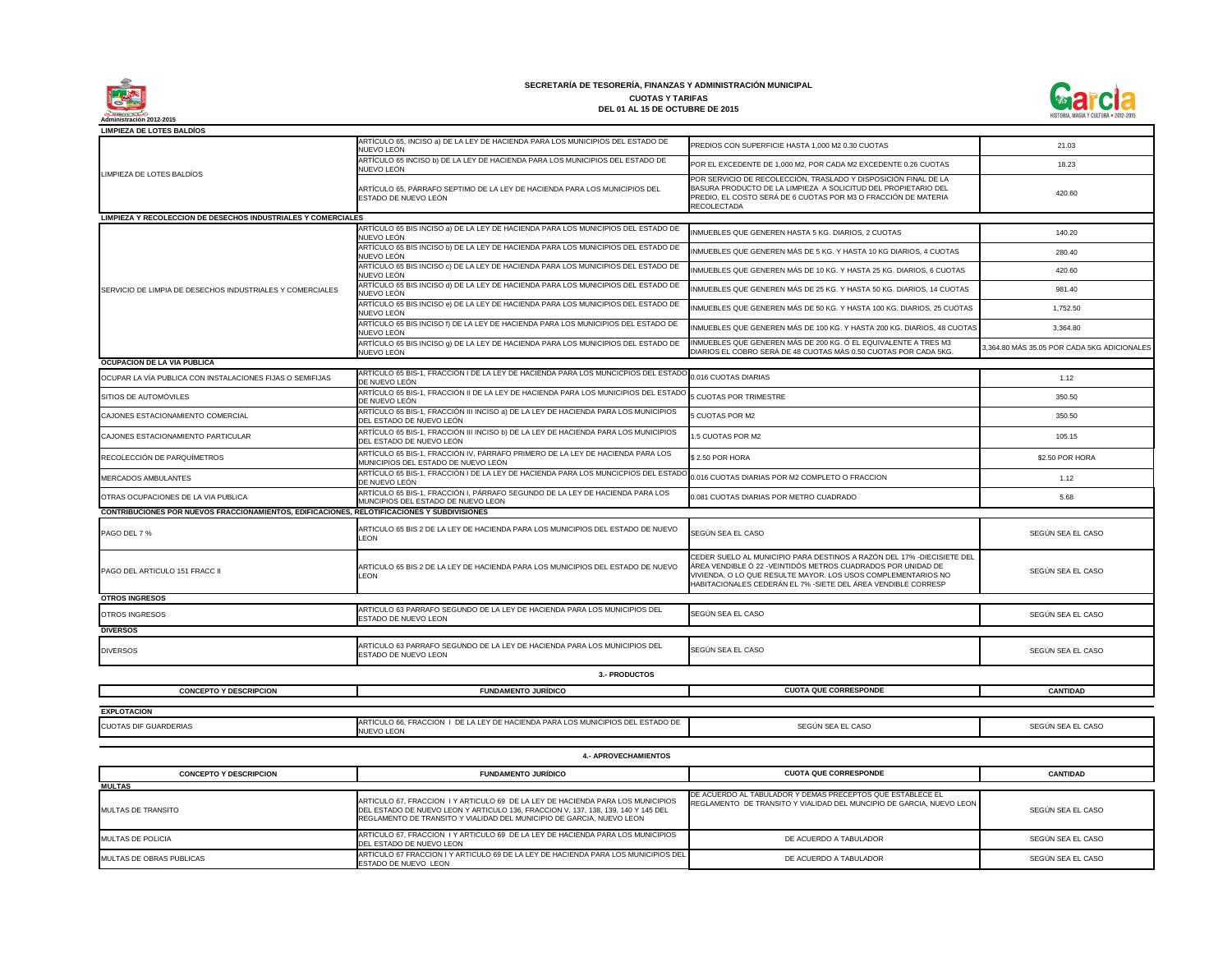**SECRETARÍA DE TESORERÍA, FINANZAS Y ADMINISTRACIÓN MUNICIPAL**

**CUOTAS Y TARIFAS**

**DEL 01 AL 15 DE OCTUBRE DE 2015**

Administración 2012-2015

| **LIMPIEZA DE LOTES BALDÍOS** | | | |
|---|---|---|---|
| LIMPIEZA DE LOTES BALDÍOS | ARTÍCULO 65, INCISO a) DE LA LEY DE HACIENDA PARA LOS MUNICIPIOS DEL ESTADO DE NUEVO LEÓN | PREDIOS CON SUPERFICIE HASTA 1,000 M2 0.30 CUOTAS | 21.03 |
| | ARTÍCULO 65 INCISO b) DE LA LEY DE HACIENDA PARA LOS MUNICIPIOS DEL ESTADO DE NUEVO LEÓN | POR EL EXCEDENTE DE 1,000 M2, POR CADA M2 EXCEDENTE 0.26 CUOTAS | 18.23 |
| | ARTÍCULO 65, PÁRRAFO SEPTIMO DE LA LEY DE HACIENDA PARA LOS MUNICIPIOS DEL ESTADO DE NUEVO LEÓN | POR SERVICIO DE RECOLECCIÓN, TRASLADO Y DISPOSICIÓN FINAL DE LA BASURA PRODUCTO DE LA LIMPIEZA A SOLICITUD DEL PROPIETARIO DEL PREDIO, EL COSTO SERÁ DE 6 CUOTAS POR M3 O FRACCIÓN DE MATERIA RECOLECTADA | 420.60 |
| **LIMPIEZA Y RECOLECCION DE DESECHOS INDUSTRIALES Y COMERCIALES** | | | |
| SERVICIO DE LIMPIA DE DESECHOS INDUSTRIALES Y COMERCIALES | ARTÍCULO 65 BIS INCISO a) DE LA LEY DE HACIENDA PARA LOS MUNICIPIOS DEL ESTADO DE NUEVO LEÓN | INMUEBLES QUE GENEREN HASTA 5 KG. DIARIOS, 2 CUOTAS | 140.20 |
| | ARTÍCULO 65 BIS INCISO b) DE LA LEY DE HACIENDA PARA LOS MUNICIPIOS DEL ESTADO DE NUEVO LEÓN | INMUEBLES QUE GENEREN MÁS DE 5 KG. Y HASTA 10 KG DIARIOS, 4 CUOTAS | 280.40 |
| | ARTÍCULO 65 BIS INCISO c) DE LA LEY DE HACIENDA PARA LOS MUNICIPIOS DEL ESTADO DE NUEVO LEÓN | INMUEBLES QUE GENEREN MÁS DE 10 KG. Y HASTA 25 KG. DIARIOS, 6 CUOTAS | 420.60 |
| | ARTÍCULO 65 BIS INCISO d) DE LA LEY DE HACIENDA PARA LOS MUNICIPIOS DEL ESTADO DE NUEVO LEÓN | INMUEBLES QUE GENEREN MÁS DE 25 KG. Y HASTA 50 KG. DIARIOS, 14 CUOTAS | 981.40 |
| | ARTÍCULO 65 BIS INCISO e) DE LA LEY DE HACIENDA PARA LOS MUNICIPIOS DEL ESTADO DE NUEVO LEÓN | INMUEBLES QUE GENEREN MÁS DE 50 KG. Y HASTA 100 KG. DIARIOS, 25 CUOTAS | 1,752.50 |
| | ARTÍCULO 65 BIS INCISO f) DE LA LEY DE HACIENDA PARA LOS MUNICIPIOS DEL ESTADO DE NUEVO LEÓN | INMUEBLES QUE GENEREN MÁS DE 100 KG. Y HASTA 200 KG. DIARIOS, 48 CUOTAS | 3,364.80 |
| | ARTÍCULO 65 BIS INCISO g) DE LA LEY DE HACIENDA PARA LOS MUNICIPIOS DEL ESTADO DE NUEVO LEÓN | INMUEBLES QUE GENEREN MÁS DE 200 KG. Ó EL EQUIVALENTE A TRES M3 DIARIOS EL COBRO SERÁ DE 48 CUOTAS MÁS 0.50 CUOTAS POR CADA 5KG. | 3,364.80 MÁS 35.05 POR CADA 5KG ADICIONALES |
| **OCUPACION DE LA VIA PUBLICA** | | | |
| OCUPAR LA VÍA PUBLICA CON INSTALACIONES FIJAS O SEMIFIJAS | ARTÍCULO 65 BIS-1, FRACCION I DE LA LEY DE HACIENDA PARA LOS MUNCICPIOS DEL ESTADO DE NUEVO LEÓN | 0.016 CUOTAS DIARIAS | 1.12 |
| SITIOS DE AUTOMÓVILES | ARTÍCULO 65 BIS-1, FRACCIÓN II DE LA LEY DE HACIENDA PARA LOS MUNICIPIOS DEL ESTADO DE NUEVO LEÓN | 5 CUOTAS POR TRIMESTRE | 350.50 |
| CAJONES ESTACIONAMIENTO COMERCIAL | ARTÍCULO 65 BIS-1, FRACCIÓN III INCISO a) DE LA LEY DE HACIENDA PARA LOS MUNICIPIOS DEL ESTADO DE NUEVO LEÓN | 5 CUOTAS POR M2 | 350.50 |
| CAJONES ESTACIONAMIENTO PARTICULAR | ARTÍCULO 65 BIS-1, FRACCIÓN III INCISO b) DE LA LEY DE HACIENDA PARA LOS MUNICIPIOS DEL ESTADO DE NUEVO LEÓN | 1.5 CUOTAS POR M2 | 105.15 |
| RECOLECCIÓN DE PARQUÍMETROS | ARTÍCULO 65 BIS-1, FRACCIÓN IV, PÁRRAFO PRIMERO DE LA LEY DE HACIENDA PARA LOS MUNICIPIOS DEL ESTADO DE NUEVO LEÓN | $ 2.50 POR HORA | $2.50 POR HORA |
| MERCADOS AMBULANTES | ARTÍCULO 65 BIS-1, FRACCIÓN I DE LA LEY DE HACIENDA PARA LOS MUNCICPIOS DEL ESTADO DE NUEVO LEÓN | 0.016 CUOTAS DIARIAS POR M2 COMPLETO O FRACCION | 1.12 |
| OTRAS OCUPACIONES DE LA VIA PUBLICA | ARTÍCULO 65 BIS-1, FRACCIÓN I, PÁRRAFO SEGUNDO DE LA LEY DE HACIENDA PARA LOS MUNICIPIOS DEL ESTADO DE NUEVO LEON | 0.081 CUOTAS DIARIAS POR METRO CUADRADO | 5.68 |
| **CONTRIBUCIONES POR NUEVOS FRACCIONAMIENTOS, EDIFICACIONES, RELOTIFICACIONES Y SUBDIVISIONES** | | | |
| PAGO DEL 7 % | ARTICULO 65 BIS 2 DE LA LEY DE HACIENDA PARA LOS MUNICIPIOS DEL ESTADO DE NUEVO LEON | SEGÚN SEA EL CASO | SEGÚN SEA EL CASO |
| PAGO DEL ARTICULO 151 FRACC II | ARTICULO 65 BIS 2 DE LA LEY DE HACIENDA PARA LOS MUNICIPIOS DEL ESTADO DE NUEVO LEON | CEDER SUELO AL MUNICIPIO PARA DESTINOS A RAZÓN DEL 17% -DIECISIETE DEL ÁREA VENDIBLE Ó 22 -VEINTIDÓS METROS CUADRADOS POR UNIDAD DE VIVIENDA, O LO QUE RESULTE MAYOR. LOS USOS COMPLEMENTARIOS NO HABITACIONALES CEDERÁN EL 7% -SIETE DEL ÁREA VENDIBLE CORRESP | SEGÚN SEA EL CASO |
| **OTROS INGRESOS** | | | |
| OTROS INGRESOS | ARTICULO 63 PARRAFO SEGUNDO DE LA LEY DE HACIENDA PARA LOS MUNICIPIOS DEL ESTADO DE NUEVO LEON | SEGÚN SEA EL CASO | SEGÚN SEA EL CASO |
| **DIVERSOS** | | | |
| DIVERSOS | ARTICULO 63 PARRAFO SEGUNDO DE LA LEY DE HACIENDA PARA LOS MUNICIPIOS DEL ESTADO DE NUEVO LEON | SEGÚN SEA EL CASO | SEGÚN SEA EL CASO |

**3.- PRODUCTOS**

| CONCEPTO Y DESCRIPCION | FUNDAMENTO JURÍDICO | CUOTA QUE CORRESPONDE | CANTIDAD |
|---|---|---|---|
| **EXPLOTACION** | | | |
| CUOTAS DIF GUARDERIAS | ARTICULO 66, FRACCION I DE LA LEY DE HACIENDA PARA LOS MUNICIPIOS DEL ESTADO DE NUEVO LEON | SEGÚN SEA EL CASO | SEGÚN SEA EL CASO |

**4.- APROVECHAMIENTOS**

| CONCEPTO Y DESCRIPCION | FUNDAMENTO JURÍDICO | CUOTA QUE CORRESPONDE | CANTIDAD |
|---|---|---|---|
| **MULTAS** | | | |
| MULTAS DE TRANSITO | ARTICULO 67, FRACCION I Y ARTICULO 69 DE LA LEY DE HACIENDA PARA LOS MUNICIPIOS DEL ESTADO DE NUEVO LEON Y ARTICULO 136, FRACCION V, 137, 138, 139, 140 Y 145 DEL REGLAMENTO DE TRANSITO Y VIALIDAD DEL MUNICIPIO DE GARCIA, NUEVO LEON | DE ACUERDO AL TABULADOR Y DEMAS PRECEPTOS QUE ESTABLECE EL REGLAMENTO DE TRANSITO Y VIALIDAD DEL MUNCIPIO DE GARCIA, NUEVO LEON | SEGÚN SEA EL CASO |
| MULTAS DE POLICIA | ARTICULO 67, FRACCION I Y ARTICULO 69 DE LA LEY DE HACIENDA PARA LOS MUNICIPIOS DEL ESTADO DE NUEVO LEON | DE ACUERDO A TABULADOR | SEGÚN SEA EL CASO |
| MULTAS DE OBRAS PUBLICAS | ARTICULO 67 FRACCION I Y ARTICULO 69 DE LA LEY DE HACIENDA PARA LOS MUNICIPIOS DEL ESTADO DE NUEVO LEON | DE ACUERDO A TABULADOR | SEGÚN SEA EL CASO |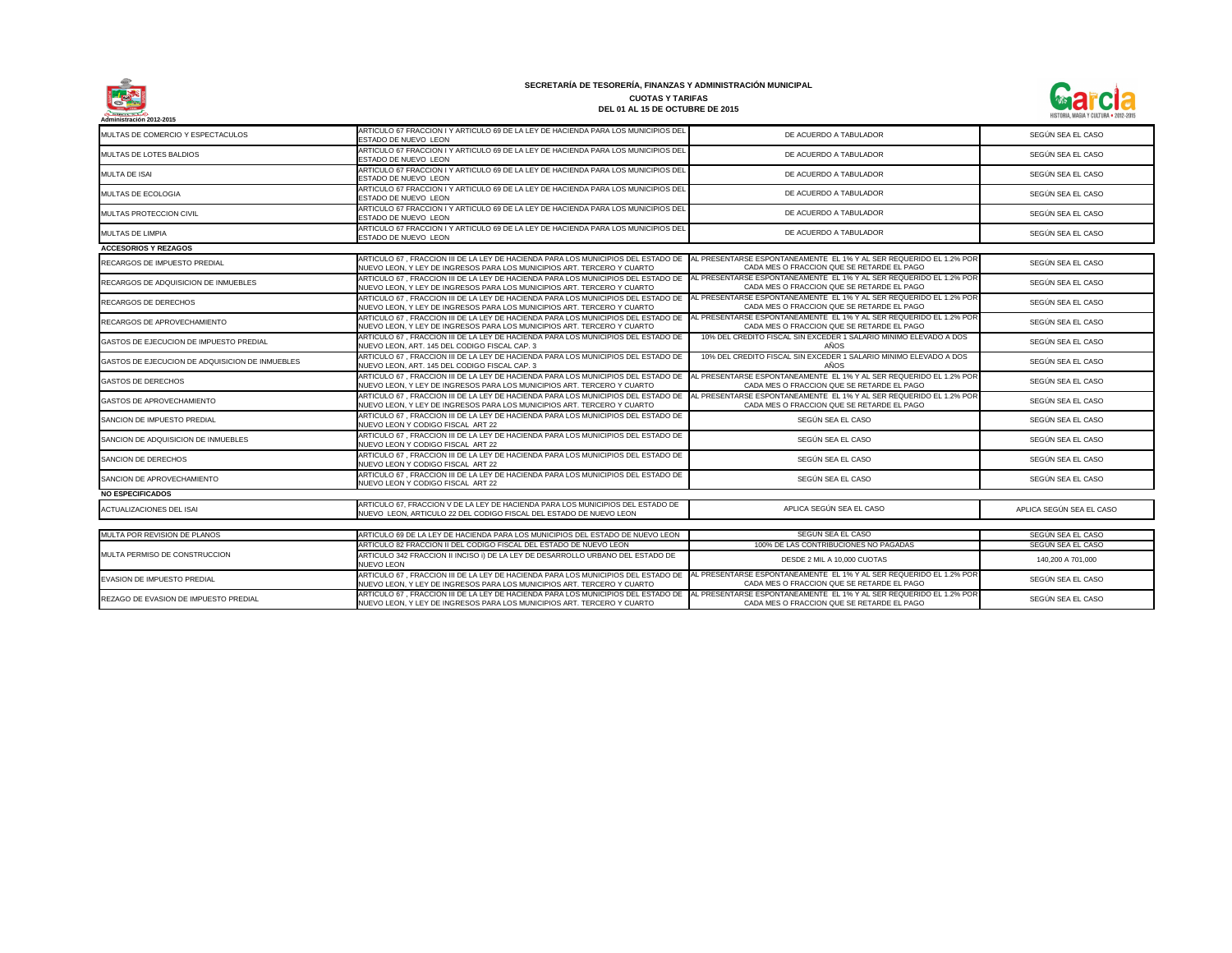**SECRETARÍA DE TESORERÍA, FINANZAS Y ADMINISTRACIÓN MUNICIPAL**

**CUOTAS Y TARIFAS**

**DEL 01 AL 15 DE OCTUBRE DE 2015**

Administración 2012-2015

HISTORIA, MAGIA Y CULTURA • 2012-2015

| | | | |
|---|---|---|---|
| MULTAS DE COMERCIO Y ESPECTACULOS | ARTICULO 67 FRACCION I Y ARTICULO 69 DE LA LEY DE HACIENDA PARA LOS MUNICIPIOS DEL ESTADO DE NUEVO LEON | DE ACUERDO A TABULADOR | SEGÚN SEA EL CASO |
| MULTAS DE LOTES BALDIOS | ARTICULO 67 FRACCION I Y ARTICULO 69 DE LA LEY DE HACIENDA PARA LOS MUNICIPIOS DEL ESTADO DE NUEVO LEON | DE ACUERDO A TABULADOR | SEGÚN SEA EL CASO |
| MULTA DE ISAI | ARTICULO 67 FRACCION I Y ARTICULO 69 DE LA LEY DE HACIENDA PARA LOS MUNICIPIOS DEL ESTADO DE NUEVO LEON | DE ACUERDO A TABULADOR | SEGÚN SEA EL CASO |
| MULTAS DE ECOLOGIA | ARTICULO 67 FRACCION I Y ARTICULO 69 DE LA LEY DE HACIENDA PARA LOS MUNICIPIOS DEL ESTADO DE NUEVO LEON | DE ACUERDO A TABULADOR | SEGÚN SEA EL CASO |
| MULTAS PROTECCION CIVIL | ARTICULO 67 FRACCION I Y ARTICULO 69 DE LA LEY DE HACIENDA PARA LOS MUNICIPIOS DEL ESTADO DE NUEVO LEON | DE ACUERDO A TABULADOR | SEGÚN SEA EL CASO |
| MULTAS DE LIMPIA | ARTICULO 67 FRACCION I Y ARTICULO 69 DE LA LEY DE HACIENDA PARA LOS MUNICIPIOS DEL ESTADO DE NUEVO LEON | DE ACUERDO A TABULADOR | SEGÚN SEA EL CASO |
| **ACCESORIOS Y REZAGOS** | | | |
| RECARGOS DE IMPUESTO PREDIAL | ARTICULO 67 , FRACCION III DE LA LEY DE HACIENDA PARA LOS MUNICIPIOS DEL ESTADO DE NUEVO LEON, Y LEY DE INGRESOS PARA LOS MUNICIPIOS ART. TERCERO Y CUARTO | AL PRESENTARSE ESPONTANEAMENTE EL 1% Y AL SER REQUERIDO EL 1.2% POR CADA MES O FRACCION QUE SE RETARDE EL PAGO | SEGÚN SEA EL CASO |
| RECARGOS DE ADQUISICION DE INMUEBLES | ARTICULO 67 , FRACCION III DE LA LEY DE HACIENDA PARA LOS MUNICIPIOS DEL ESTADO DE NUEVO LEON, Y LEY DE INGRESOS PARA LOS MUNICIPIOS ART. TERCERO Y CUARTO | AL PRESENTARSE ESPONTANEAMENTE EL 1% Y AL SER REQUERIDO EL 1.2% POR CADA MES O FRACCION QUE SE RETARDE EL PAGO | SEGÚN SEA EL CASO |
| RECARGOS DE DERECHOS | ARTICULO 67 , FRACCION III DE LA LEY DE HACIENDA PARA LOS MUNICIPIOS DEL ESTADO DE NUEVO LEON, Y LEY DE INGRESOS PARA LOS MUNICIPIOS ART. TERCERO Y CUARTO | AL PRESENTARSE ESPONTANEAMENTE EL 1% Y AL SER REQUERIDO EL 1.2% POR CADA MES O FRACCION QUE SE RETARDE EL PAGO | SEGÚN SEA EL CASO |
| RECARGOS DE APROVECHAMIENTO | ARTICULO 67 , FRACCION III DE LA LEY DE HACIENDA PARA LOS MUNICIPIOS DEL ESTADO DE NUEVO LEON, Y LEY DE INGRESOS PARA LOS MUNICIPIOS ART. TERCERO Y CUARTO | AL PRESENTARSE ESPONTANEAMENTE EL 1% Y AL SER REQUERIDO EL 1.2% POR CADA MES O FRACCION QUE SE RETARDE EL PAGO | SEGÚN SEA EL CASO |
| GASTOS DE EJECUCION DE IMPUESTO PREDIAL | ARTICULO 67 , FRACCION III DE LA LEY DE HACIENDA PARA LOS MUNICIPIOS DEL ESTADO DE NUEVO LEON, ART. 145 DEL CODIGO FISCAL CAP. 3 | 10% DEL CREDITO FISCAL SIN EXCEDER 1 SALARIO MINIMO ELEVADO A DOS AÑOS | SEGÚN SEA EL CASO |
| GASTOS DE EJECUCION DE ADQUISICION DE INMUEBLES | ARTICULO 67 , FRACCION III DE LA LEY DE HACIENDA PARA LOS MUNICIPIOS DEL ESTADO DE NUEVO LEON, ART. 145 DEL CODIGO FISCAL CAP. 3 | 10% DEL CREDITO FISCAL SIN EXCEDER 1 SALARIO MINIMO ELEVADO A DOS AÑOS | SEGÚN SEA EL CASO |
| GASTOS DE DERECHOS | ARTICULO 67 , FRACCION III DE LA LEY DE HACIENDA PARA LOS MUNICIPIOS DEL ESTADO DE NUEVO LEON, Y LEY DE INGRESOS PARA LOS MUNICIPIOS ART. TERCERO Y CUARTO | AL PRESENTARSE ESPONTANEAMENTE EL 1% Y AL SER REQUERIDO EL 1.2% POR CADA MES O FRACCION QUE SE RETARDE EL PAGO | SEGÚN SEA EL CASO |
| GASTOS DE APROVECHAMIENTO | ARTICULO 67 , FRACCION III DE LA LEY DE HACIENDA PARA LOS MUNICIPIOS DEL ESTADO DE NUEVO LEON, Y LEY DE INGRESOS PARA LOS MUNICIPIOS ART. TERCERO Y CUARTO | AL PRESENTARSE ESPONTANEAMENTE EL 1% Y AL SER REQUERIDO EL 1.2% POR CADA MES O FRACCION QUE SE RETARDE EL PAGO | SEGÚN SEA EL CASO |
| SANCION DE IMPUESTO PREDIAL | ARTICULO 67 , FRACCION III DE LA LEY DE HACIENDA PARA LOS MUNICIPIOS DEL ESTADO DE NUEVO LEON Y CODIGO FISCAL ART 22 | SEGÚN SEA EL CASO | SEGÚN SEA EL CASO |
| SANCION DE ADQUISICION DE INMUEBLES | ARTICULO 67 , FRACCION III DE LA LEY DE HACIENDA PARA LOS MUNICIPIOS DEL ESTADO DE NUEVO LEON Y CODIGO FISCAL ART 22 | SEGÚN SEA EL CASO | SEGÚN SEA EL CASO |
| SANCION DE DERECHOS | ARTICULO 67 , FRACCION III DE LA LEY DE HACIENDA PARA LOS MUNICIPIOS DEL ESTADO DE NUEVO LEON Y CODIGO FISCAL ART 22 | SEGÚN SEA EL CASO | SEGÚN SEA EL CASO |
| SANCION DE APROVECHAMIENTO | ARTICULO 67 , FRACCION III DE LA LEY DE HACIENDA PARA LOS MUNICIPIOS DEL ESTADO DE NUEVO LEON Y CODIGO FISCAL ART 22 | SEGÚN SEA EL CASO | SEGÚN SEA EL CASO |
| **NO ESPECIFICADOS** | | | |
| ACTUALIZACIONES DEL ISAI | ARTICULO 67, FRACCION V DE LA LEY DE HACIENDA PARA LOS MUNICIPIOS DEL ESTADO DE NUEVO LEON, ARTICULO 22 DEL CODIGO FISCAL DEL ESTADO DE NUEVO LEON | APLICA SEGÚN SEA EL CASO | APLICA SEGÚN SEA EL CASO |
| MULTA POR REVISION DE PLANOS | ARTICULO 69 DE LA LEY DE HACIENDA PARA LOS MUNICIPIOS DEL ESTADO DE NUEVO LEON | SEGÚN SEA EL CASO | SEGÚN SEA EL CASO |
| MULTA PERMISO DE CONSTRUCCION | ARTICULO 82 FRACCION II DEL CODIGO FISCAL DEL ESTADO DE NUEVO LEON | 100% DE LAS CONTRIBUCIONES NO PAGADAS | SEGÚN SEA EL CASO |
| | ARTICULO 342 FRACCION II INCISO i) DE LA LEY DE DESARROLLO URBANO DEL ESTADO DE NUEVO LEON | DESDE 2 MIL A 10,000 CUOTAS | 140,200 A 701,000 |
| EVASION DE IMPUESTO PREDIAL | ARTICULO 67 , FRACCION III DE LA LEY DE HACIENDA PARA LOS MUNICIPIOS DEL ESTADO DE NUEVO LEON, Y LEY DE INGRESOS PARA LOS MUNICIPIOS ART. TERCERO Y CUARTO | AL PRESENTARSE ESPONTANEAMENTE EL 1% Y AL SER REQUERIDO EL 1.2% POR CADA MES O FRACCION QUE SE RETARDE EL PAGO | SEGÚN SEA EL CASO |
| REZAGO DE EVASION DE IMPUESTO PREDIAL | ARTICULO 67 , FRACCION III DE LA LEY DE HACIENDA PARA LOS MUNICIPIOS DEL ESTADO DE NUEVO LEON, Y LEY DE INGRESOS PARA LOS MUNICIPIOS ART. TERCERO Y CUARTO | AL PRESENTARSE ESPONTANEAMENTE EL 1% Y AL SER REQUERIDO EL 1.2% POR CADA MES O FRACCION QUE SE RETARDE EL PAGO | SEGÚN SEA EL CASO |